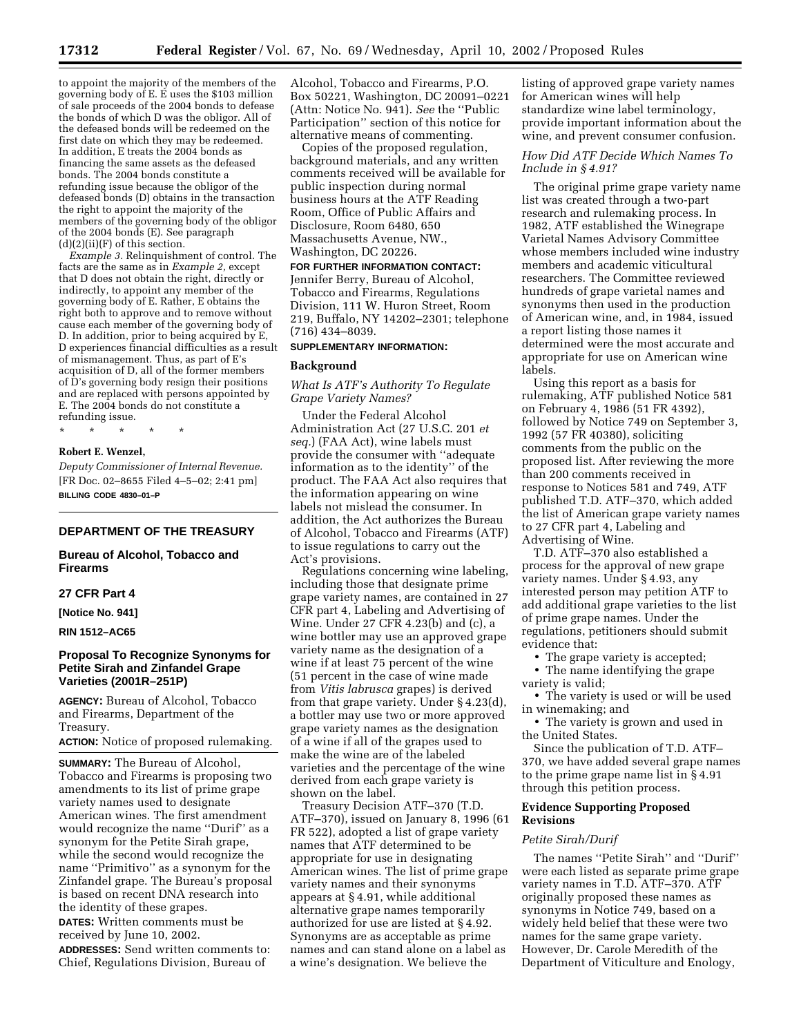to appoint the majority of the members of the governing body of E. E uses the $103 million of sale proceeds of the 2004 bonds to defease the bonds of which D was the obligor. All of the defeased bonds will be redeemed on the first date on which they may be redeemed. In addition, E treats the 2004 bonds as financing the same assets as the defeased bonds. The 2004 bonds constitute a refunding issue because the obligor of the defeased bonds (D) obtains in the transaction the right to appoint the majority of the members of the governing body of the obligor of the 2004 bonds (E). See paragraph (d)(2)(ii)(F) of this section.

*Example 3.* Relinquishment of control. The facts are the same as in *Example 2,* except that D does not obtain the right, directly or indirectly, to appoint any member of the governing body of E. Rather, E obtains the right both to approve and to remove without cause each member of the governing body of D. In addition, prior to being acquired by E, D experiences financial difficulties as a result of mismanagement. Thus, as part of E's acquisition of D, all of the former members of D's governing body resign their positions and are replaced with persons appointed by E. The 2004 bonds do not constitute a refunding issue.

\* \* \* \* \*

**Robert E. Wenzel,**

*Deputy Commissioner of Internal Revenue.*

[FR Doc. 02–8655 Filed 4–5–02; 2:41 pm]

**BILLING CODE 4830–01–P**

---

## DEPARTMENT OF THE TREASURY

### Bureau of Alcohol, Tobacco and Firearms

### 27 CFR Part 4

**[Notice No. 941]**

**RIN 1512–AC65**

### Proposal To Recognize Synonyms for Petite Sirah and Zinfandel Grape Varieties (2001R–251P)

**AGENCY:** Bureau of Alcohol, Tobacco and Firearms, Department of the Treasury.

**ACTION:** Notice of proposed rulemaking.

**SUMMARY:** The Bureau of Alcohol, Tobacco and Firearms is proposing two amendments to its list of prime grape variety names used to designate American wines. The first amendment would recognize the name ''Durif'' as a synonym for the Petite Sirah grape, while the second would recognize the name ''Primitivo'' as a synonym for the Zinfandel grape. The Bureau's proposal is based on recent DNA research into the identity of these grapes.

**DATES:** Written comments must be received by June 10, 2002.

**ADDRESSES:** Send written comments to: Chief, Regulations Division, Bureau of Alcohol, Tobacco and Firearms, P.O. Box 50221, Washington, DC 20091–0221 (Attn: Notice No. 941). *See* the ''Public Participation'' section of this notice for alternative means of commenting.

Copies of the proposed regulation, background materials, and any written comments received will be available for public inspection during normal business hours at the ATF Reading Room, Office of Public Affairs and Disclosure, Room 6480, 650 Massachusetts Avenue, NW., Washington, DC 20226.

**FOR FURTHER INFORMATION CONTACT:** Jennifer Berry, Bureau of Alcohol, Tobacco and Firearms, Regulations Division, 111 W. Huron Street, Room 219, Buffalo, NY 14202–2301; telephone (716) 434–8039.

**SUPPLEMENTARY INFORMATION:**

#### Background

*What Is ATF's Authority To Regulate Grape Variety Names?*

Under the Federal Alcohol Administration Act (27 U.S.C. 201 *et seq.*) (FAA Act), wine labels must provide the consumer with ''adequate information as to the identity'' of the product. The FAA Act also requires that the information appearing on wine labels not mislead the consumer. In addition, the Act authorizes the Bureau of Alcohol, Tobacco and Firearms (ATF) to issue regulations to carry out the Act's provisions.

Regulations concerning wine labeling, including those that designate prime grape variety names, are contained in 27 CFR part 4, Labeling and Advertising of Wine. Under 27 CFR 4.23(b) and (c), a wine bottler may use an approved grape variety name as the designation of a wine if at least 75 percent of the wine (51 percent in the case of wine made from *Vitis labrusca* grapes) is derived from that grape variety. Under § 4.23(d), a bottler may use two or more approved grape variety names as the designation of a wine if all of the grapes used to make the wine are of the labeled varieties and the percentage of the wine derived from each grape variety is shown on the label.

Treasury Decision ATF–370 (T.D. ATF–370), issued on January 8, 1996 (61 FR 522), adopted a list of grape variety names that ATF determined to be appropriate for use in designating American wines. The list of prime grape variety names and their synonyms appears at § 4.91, while additional alternative grape names temporarily authorized for use are listed at § 4.92. Synonyms are as acceptable as prime names and can stand alone on a label as a wine's designation. We believe the listing of approved grape variety names for American wines will help standardize wine label terminology, provide important information about the wine, and prevent consumer confusion.

*How Did ATF Decide Which Names To Include in § 4.91?*

The original prime grape variety name list was created through a two-part research and rulemaking process. In 1982, ATF established the Winegrape Varietal Names Advisory Committee whose members included wine industry members and academic viticultural researchers. The Committee reviewed hundreds of grape varietal names and synonyms then used in the production of American wine, and, in 1984, issued a report listing those names it determined were the most accurate and appropriate for use on American wine labels.

Using this report as a basis for rulemaking, ATF published Notice 581 on February 4, 1986 (51 FR 4392), followed by Notice 749 on September 3, 1992 (57 FR 40380), soliciting comments from the public on the proposed list. After reviewing the more than 200 comments received in response to Notices 581 and 749, ATF published T.D. ATF–370, which added the list of American grape variety names to 27 CFR part 4, Labeling and Advertising of Wine.

T.D. ATF–370 also established a process for the approval of new grape variety names. Under § 4.93, any interested person may petition ATF to add additional grape varieties to the list of prime grape names. Under the regulations, petitioners should submit evidence that:

- The grape variety is accepted;
- The name identifying the grape variety is valid;
- The variety is used or will be used in winemaking; and
- The variety is grown and used in the United States.

Since the publication of T.D. ATF–370, we have added several grape names to the prime grape name list in § 4.91 through this petition process.

#### Evidence Supporting Proposed Revisions

*Petite Sirah/Durif*

The names ''Petite Sirah'' and ''Durif'' were each listed as separate prime grape variety names in T.D. ATF–370. ATF originally proposed these names as synonyms in Notice 749, based on a widely held belief that these were two names for the same grape variety. However, Dr. Carole Meredith of the Department of Viticulture and Enology,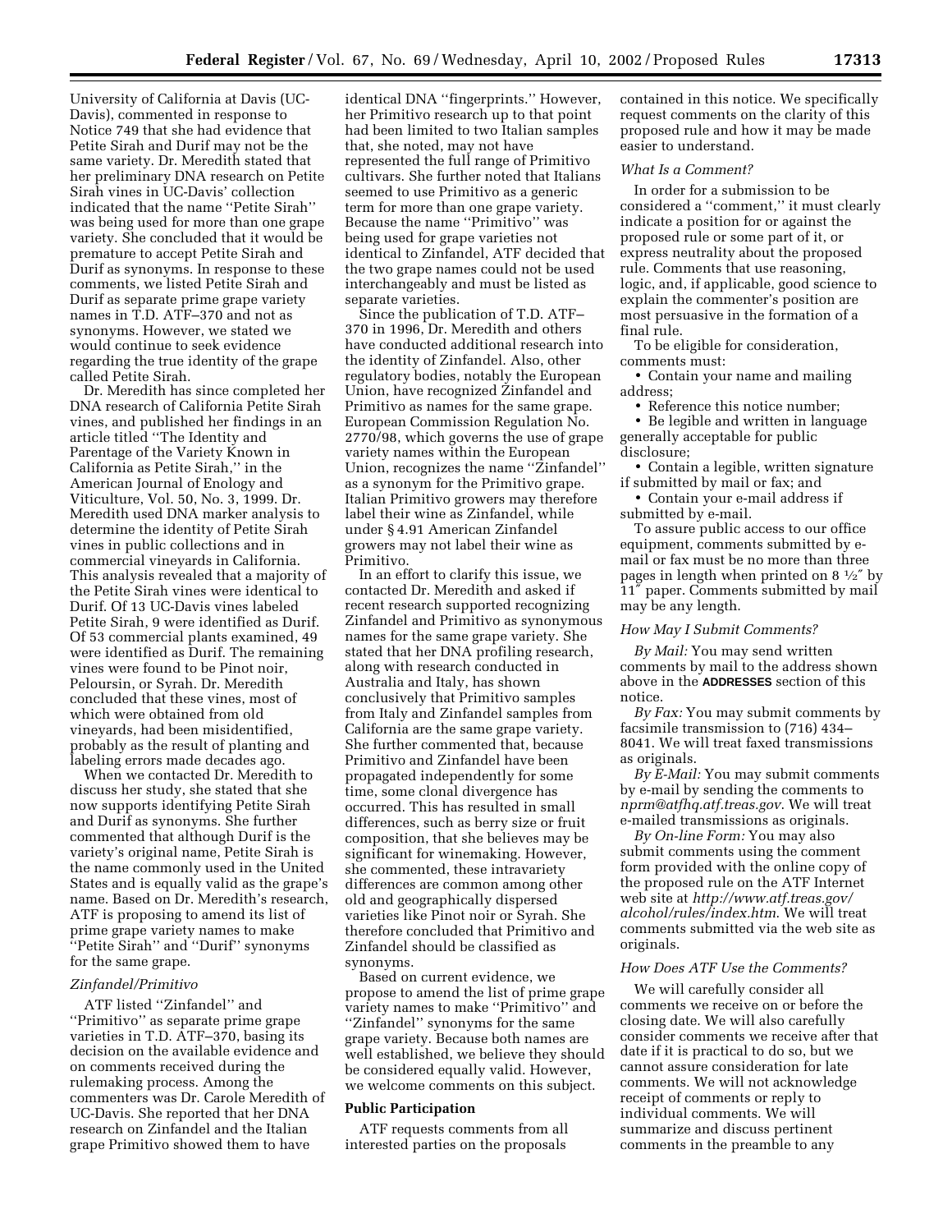University of California at Davis (UC-Davis), commented in response to Notice 749 that she had evidence that Petite Sirah and Durif may not be the same variety. Dr. Meredith stated that her preliminary DNA research on Petite Sirah vines in UC-Davis' collection indicated that the name ''Petite Sirah'' was being used for more than one grape variety. She concluded that it would be premature to accept Petite Sirah and Durif as synonyms. In response to these comments, we listed Petite Sirah and Durif as separate prime grape variety names in T.D. ATF–370 and not as synonyms. However, we stated we would continue to seek evidence regarding the true identity of the grape called Petite Sirah.

Dr. Meredith has since completed her DNA research of California Petite Sirah vines, and published her findings in an article titled ''The Identity and Parentage of the Variety Known in California as Petite Sirah,'' in the American Journal of Enology and Viticulture, Vol. 50, No. 3, 1999. Dr. Meredith used DNA marker analysis to determine the identity of Petite Sirah vines in public collections and in commercial vineyards in California. This analysis revealed that a majority of the Petite Sirah vines were identical to Durif. Of 13 UC-Davis vines labeled Petite Sirah, 9 were identified as Durif. Of 53 commercial plants examined, 49 were identified as Durif. The remaining vines were found to be Pinot noir, Peloursin, or Syrah. Dr. Meredith concluded that these vines, most of which were obtained from old vineyards, had been misidentified, probably as the result of planting and labeling errors made decades ago.

When we contacted Dr. Meredith to discuss her study, she stated that she now supports identifying Petite Sirah and Durif as synonyms. She further commented that although Durif is the variety's original name, Petite Sirah is the name commonly used in the United States and is equally valid as the grape's name. Based on Dr. Meredith's research, ATF is proposing to amend its list of prime grape variety names to make ''Petite Sirah'' and ''Durif'' synonyms for the same grape.

*Zinfandel/Primitivo*

ATF listed ''Zinfandel'' and ''Primitivo'' as separate prime grape varieties in T.D. ATF–370, basing its decision on the available evidence and on comments received during the rulemaking process. Among the commenters was Dr. Carole Meredith of UC-Davis. She reported that her DNA research on Zinfandel and the Italian grape Primitivo showed them to have identical DNA ''fingerprints.'' However, her Primitivo research up to that point had been limited to two Italian samples that, she noted, may not have represented the full range of Primitivo cultivars. She further noted that Italians seemed to use Primitivo as a generic term for more than one grape variety. Because the name ''Primitivo'' was being used for grape varieties not identical to Zinfandel, ATF decided that the two grape names could not be used interchangeably and must be listed as separate varieties.

Since the publication of T.D. ATF–370 in 1996, Dr. Meredith and others have conducted additional research into the identity of Zinfandel. Also, other regulatory bodies, notably the European Union, have recognized Zinfandel and Primitivo as names for the same grape. European Commission Regulation No. 2770/98, which governs the use of grape variety names within the European Union, recognizes the name ''Zinfandel'' as a synonym for the Primitivo grape. Italian Primitivo growers may therefore label their wine as Zinfandel, while under § 4.91 American Zinfandel growers may not label their wine as Primitivo.

In an effort to clarify this issue, we contacted Dr. Meredith and asked if recent research supported recognizing Zinfandel and Primitivo as synonymous names for the same grape variety. She stated that her DNA profiling research, along with research conducted in Australia and Italy, has shown conclusively that Primitivo samples from Italy and Zinfandel samples from California are the same grape variety. She further commented that, because Primitivo and Zinfandel have been propagated independently for some time, some clonal divergence has occurred. This has resulted in small differences, such as berry size or fruit composition, that she believes may be significant for winemaking. However, she commented, these intravariety differences are common among other old and geographically dispersed varieties like Pinot noir or Syrah. She therefore concluded that Primitivo and Zinfandel should be classified as synonyms.

Based on current evidence, we propose to amend the list of prime grape variety names to make ''Primitivo'' and ''Zinfandel'' synonyms for the same grape variety. Because both names are well established, we believe they should be considered equally valid. However, we welcome comments on this subject.

## Public Participation

ATF requests comments from all interested parties on the proposals contained in this notice. We specifically request comments on the clarity of this proposed rule and how it may be made easier to understand.

*What Is a Comment?*

In order for a submission to be considered a ''comment,'' it must clearly indicate a position for or against the proposed rule or some part of it, or express neutrality about the proposed rule. Comments that use reasoning, logic, and, if applicable, good science to explain the commenter's position are most persuasive in the formation of a final rule.

To be eligible for consideration, comments must:

- Contain your name and mailing address;
- Reference this notice number;
- Be legible and written in language generally acceptable for public disclosure;
- Contain a legible, written signature if submitted by mail or fax; and
- Contain your e-mail address if submitted by e-mail.

To assure public access to our office equipment, comments submitted by e-mail or fax must be no more than three pages in length when printed on 8 ½″ by 11″ paper. Comments submitted by mail may be any length.

*How May I Submit Comments?*

*By Mail:* You may send written comments by mail to the address shown above in the **ADDRESSES** section of this notice.

*By Fax:* You may submit comments by facsimile transmission to (716) 434–8041. We will treat faxed transmissions as originals.

*By E-Mail:* You may submit comments by e-mail by sending the comments to *nprm@atfhq.atf.treas.gov.* We will treat e-mailed transmissions as originals.

*By On-line Form:* You may also submit comments using the comment form provided with the online copy of the proposed rule on the ATF Internet web site at *http://www.atf.treas.gov/alcohol/rules/index.htm.* We will treat comments submitted via the web site as originals.

*How Does ATF Use the Comments?*

We will carefully consider all comments we receive on or before the closing date. We will also carefully consider comments we receive after that date if it is practical to do so, but we cannot assure consideration for late comments. We will not acknowledge receipt of comments or reply to individual comments. We will summarize and discuss pertinent comments in the preamble to any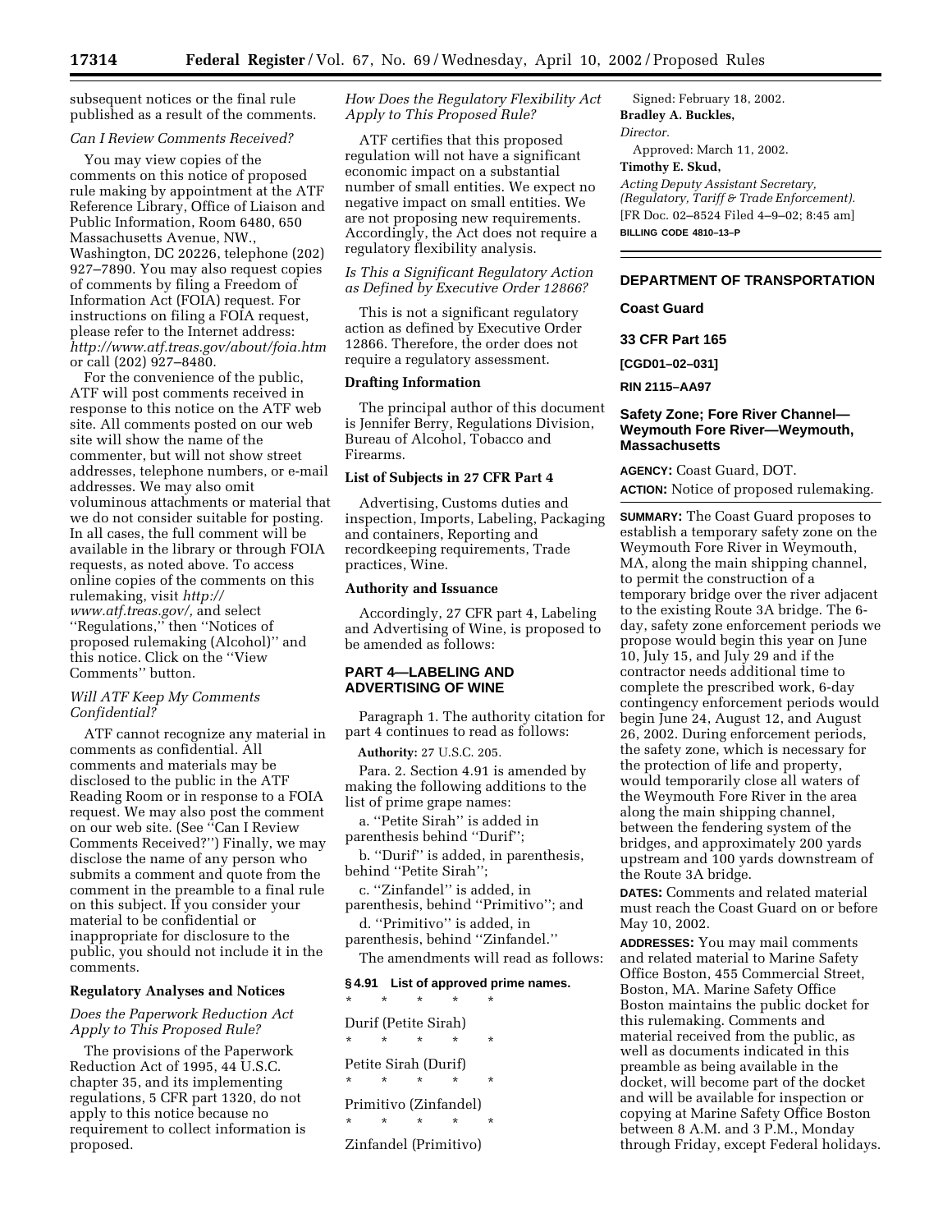subsequent notices or the final rule published as a result of the comments.

*Can I Review Comments Received?*

You may view copies of the comments on this notice of proposed rule making by appointment at the ATF Reference Library, Office of Liaison and Public Information, Room 6480, 650 Massachusetts Avenue, NW., Washington, DC 20226, telephone (202) 927–7890. You may also request copies of comments by filing a Freedom of Information Act (FOIA) request. For instructions on filing a FOIA request, please refer to the Internet address: *http://www.atf.treas.gov/about/foia.htm* or call (202) 927–8480.

For the convenience of the public, ATF will post comments received in response to this notice on the ATF web site. All comments posted on our web site will show the name of the commenter, but will not show street addresses, telephone numbers, or e-mail addresses. We may also omit voluminous attachments or material that we do not consider suitable for posting. In all cases, the full comment will be available in the library or through FOIA requests, as noted above. To access online copies of the comments on this rulemaking, visit *http://www.atf.treas.gov/,* and select ''Regulations,'' then ''Notices of proposed rulemaking (Alcohol)'' and this notice. Click on the ''View Comments'' button.

*Will ATF Keep My Comments Confidential?*

ATF cannot recognize any material in comments as confidential. All comments and materials may be disclosed to the public in the ATF Reading Room or in response to a FOIA request. We may also post the comment on our web site. (See ''Can I Review Comments Received?'') Finally, we may disclose the name of any person who submits a comment and quote from the comment in the preamble to a final rule on this subject. If you consider your material to be confidential or inappropriate for disclosure to the public, you should not include it in the comments.

**Regulatory Analyses and Notices**

*Does the Paperwork Reduction Act Apply to This Proposed Rule?*

The provisions of the Paperwork Reduction Act of 1995, 44 U.S.C. chapter 35, and its implementing regulations, 5 CFR part 1320, do not apply to this notice because no requirement to collect information is proposed.

*How Does the Regulatory Flexibility Act Apply to This Proposed Rule?*

ATF certifies that this proposed regulation will not have a significant economic impact on a substantial number of small entities. We expect no negative impact on small entities. We are not proposing new requirements. Accordingly, the Act does not require a regulatory flexibility analysis.

*Is This a Significant Regulatory Action as Defined by Executive Order 12866?*

This is not a significant regulatory action as defined by Executive Order 12866. Therefore, the order does not require a regulatory assessment.

**Drafting Information**

The principal author of this document is Jennifer Berry, Regulations Division, Bureau of Alcohol, Tobacco and Firearms.

**List of Subjects in 27 CFR Part 4**

Advertising, Customs duties and inspection, Imports, Labeling, Packaging and containers, Reporting and recordkeeping requirements, Trade practices, Wine.

**Authority and Issuance**

Accordingly, 27 CFR part 4, Labeling and Advertising of Wine, is proposed to be amended as follows:

**PART 4—LABELING AND ADVERTISING OF WINE**

Paragraph 1. The authority citation for part 4 continues to read as follows:

**Authority:** 27 U.S.C. 205.

Para. 2. Section 4.91 is amended by making the following additions to the list of prime grape names:

a. ''Petite Sirah'' is added in parenthesis behind ''Durif'';

b. ''Durif'' is added, in parenthesis, behind ''Petite Sirah'';

c. ''Zinfandel'' is added, in parenthesis, behind ''Primitivo''; and

d. ''Primitivo'' is added, in parenthesis, behind ''Zinfandel.''

The amendments will read as follows:

**§ 4.91 List of approved prime names.**

\* \* \* \* \*

Durif (Petite Sirah)

\* \* \* \* \*

Petite Sirah (Durif)

\* \* \* \* \*

Primitivo (Zinfandel)

\* \* \* \* \*

Zinfandel (Primitivo)

Signed: February 18, 2002.

**Bradley A. Buckles,**

*Director.*

Approved: March 11, 2002.

**Timothy E. Skud,**

*Acting Deputy Assistant Secretary, (Regulatory, Tariff & Trade Enforcement).*

[FR Doc. 02–8524 Filed 4–9–02; 8:45 am]

**BILLING CODE 4810–13–P**

**DEPARTMENT OF TRANSPORTATION**

**Coast Guard**

**33 CFR Part 165**

**[CGD01–02–031]**

**RIN 2115–AA97**

## Safety Zone; Fore River Channel—Weymouth Fore River—Weymouth, Massachusetts

**AGENCY:** Coast Guard, DOT.

**ACTION:** Notice of proposed rulemaking.

**SUMMARY:** The Coast Guard proposes to establish a temporary safety zone on the Weymouth Fore River in Weymouth, MA, along the main shipping channel, to permit the construction of a temporary bridge over the river adjacent to the existing Route 3A bridge. The 6-day, safety zone enforcement periods we propose would begin this year on June 10, July 15, and July 29 and if the contractor needs additional time to complete the prescribed work, 6-day contingency enforcement periods would begin June 24, August 12, and August 26, 2002. During enforcement periods, the safety zone, which is necessary for the protection of life and property, would temporarily close all waters of the Weymouth Fore River in the area along the main shipping channel, between the fendering system of the bridges, and approximately 200 yards upstream and 100 yards downstream of the Route 3A bridge.

**DATES:** Comments and related material must reach the Coast Guard on or before May 10, 2002.

**ADDRESSES:** You may mail comments and related material to Marine Safety Office Boston, 455 Commercial Street, Boston, MA. Marine Safety Office Boston maintains the public docket for this rulemaking. Comments and material received from the public, as well as documents indicated in this preamble as being available in the docket, will become part of the docket and will be available for inspection or copying at Marine Safety Office Boston between 8 A.M. and 3 P.M., Monday through Friday, except Federal holidays.